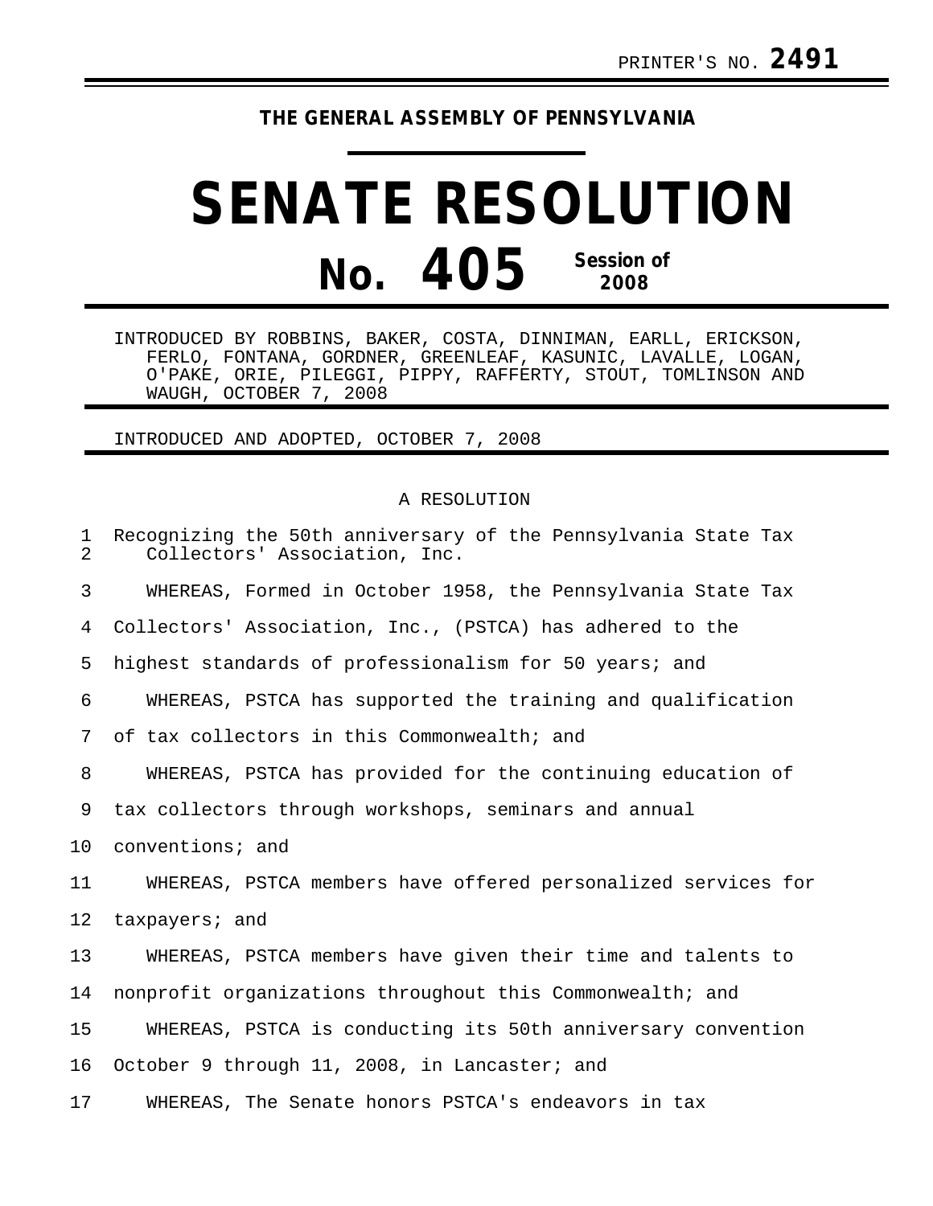PRINTER'S NO. **2491**

**THE GENERAL ASSEMBLY OF PENNSYLVANIA**

# SENATE RESOLUTION

## No. 405 Session of 2008

INTRODUCED BY ROBBINS, BAKER, COSTA, DINNIMAN, EARLL, ERICKSON, FERLO, FONTANA, GORDNER, GREENLEAF, KASUNIC, LAVALLE, LOGAN, O'PAKE, ORIE, PILEGGI, PIPPY, RAFFERTY, STOUT, TOMLINSON AND WAUGH, OCTOBER 7, 2008

INTRODUCED AND ADOPTED, OCTOBER 7, 2008

A RESOLUTION

Recognizing the 50th anniversary of the Pennsylvania State Tax Collectors' Association, Inc.

WHEREAS, Formed in October 1958, the Pennsylvania State Tax Collectors' Association, Inc., (PSTCA) has adhered to the highest standards of professionalism for 50 years; and

WHEREAS, PSTCA has supported the training and qualification of tax collectors in this Commonwealth; and

WHEREAS, PSTCA has provided for the continuing education of tax collectors through workshops, seminars and annual conventions; and

WHEREAS, PSTCA members have offered personalized services for taxpayers; and

WHEREAS, PSTCA members have given their time and talents to nonprofit organizations throughout this Commonwealth; and

WHEREAS, PSTCA is conducting its 50th anniversary convention October 9 through 11, 2008, in Lancaster; and

WHEREAS, The Senate honors PSTCA's endeavors in tax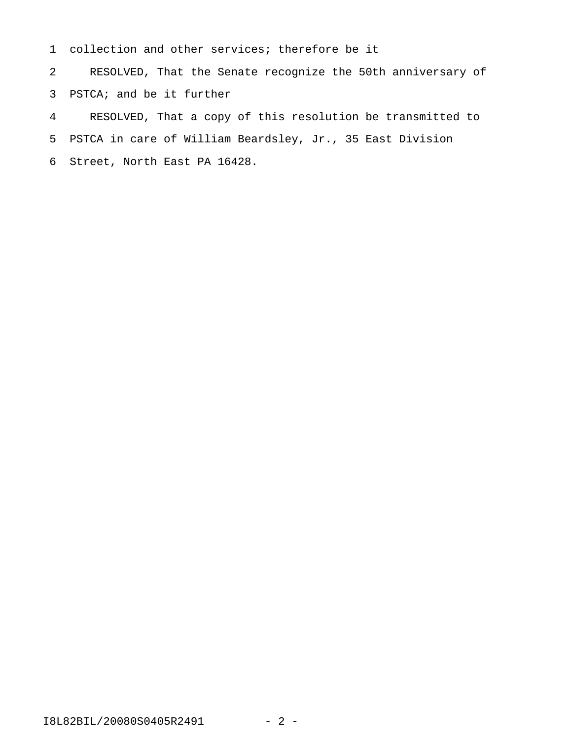collection and other services; therefore be it

RESOLVED, That the Senate recognize the 50th anniversary of PSTCA; and be it further

RESOLVED, That a copy of this resolution be transmitted to PSTCA in care of William Beardsley, Jr., 35 East Division Street, North East PA 16428.